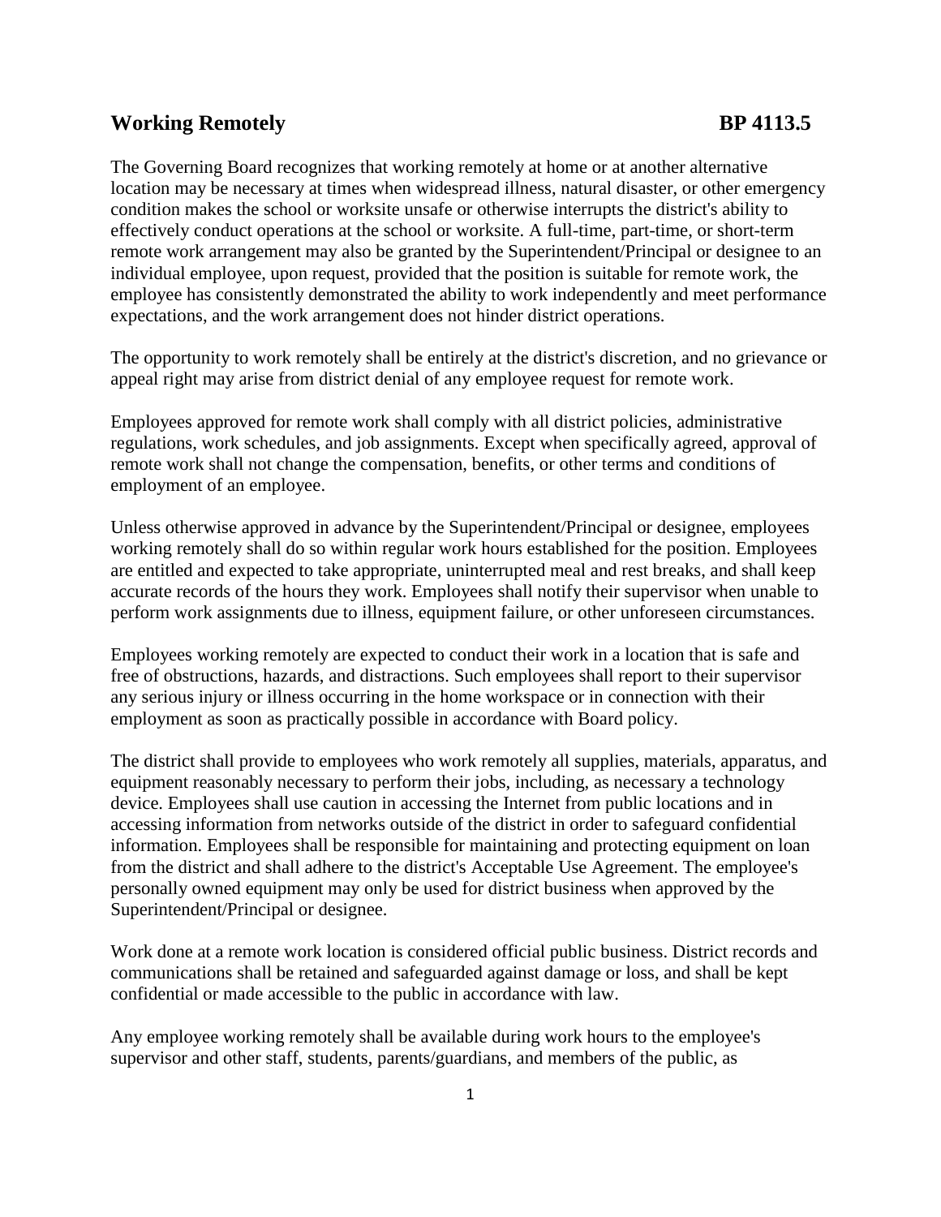## Working Remotely BP 4113.5

The Governing Board recognizes that working remotely at home or at another alternative location may be necessary at times when widespread illness, natural disaster, or other emergency condition makes the school or worksite unsafe or otherwise interrupts the district's ability to effectively conduct operations at the school or worksite. A full-time, part-time, or short-term remote work arrangement may also be granted by the Superintendent/Principal or designee to an individual employee, upon request, provided that the position is suitable for remote work, the employee has consistently demonstrated the ability to work independently and meet performance expectations, and the work arrangement does not hinder district operations.

The opportunity to work remotely shall be entirely at the district's discretion, and no grievance or appeal right may arise from district denial of any employee request for remote work.

Employees approved for remote work shall comply with all district policies, administrative regulations, work schedules, and job assignments. Except when specifically agreed, approval of remote work shall not change the compensation, benefits, or other terms and conditions of employment of an employee.

Unless otherwise approved in advance by the Superintendent/Principal or designee, employees working remotely shall do so within regular work hours established for the position. Employees are entitled and expected to take appropriate, uninterrupted meal and rest breaks, and shall keep accurate records of the hours they work. Employees shall notify their supervisor when unable to perform work assignments due to illness, equipment failure, or other unforeseen circumstances.

Employees working remotely are expected to conduct their work in a location that is safe and free of obstructions, hazards, and distractions. Such employees shall report to their supervisor any serious injury or illness occurring in the home workspace or in connection with their employment as soon as practically possible in accordance with Board policy.

The district shall provide to employees who work remotely all supplies, materials, apparatus, and equipment reasonably necessary to perform their jobs, including, as necessary a technology device. Employees shall use caution in accessing the Internet from public locations and in accessing information from networks outside of the district in order to safeguard confidential information. Employees shall be responsible for maintaining and protecting equipment on loan from the district and shall adhere to the district's Acceptable Use Agreement. The employee's personally owned equipment may only be used for district business when approved by the Superintendent/Principal or designee.

Work done at a remote work location is considered official public business. District records and communications shall be retained and safeguarded against damage or loss, and shall be kept confidential or made accessible to the public in accordance with law.

Any employee working remotely shall be available during work hours to the employee's supervisor and other staff, students, parents/guardians, and members of the public, as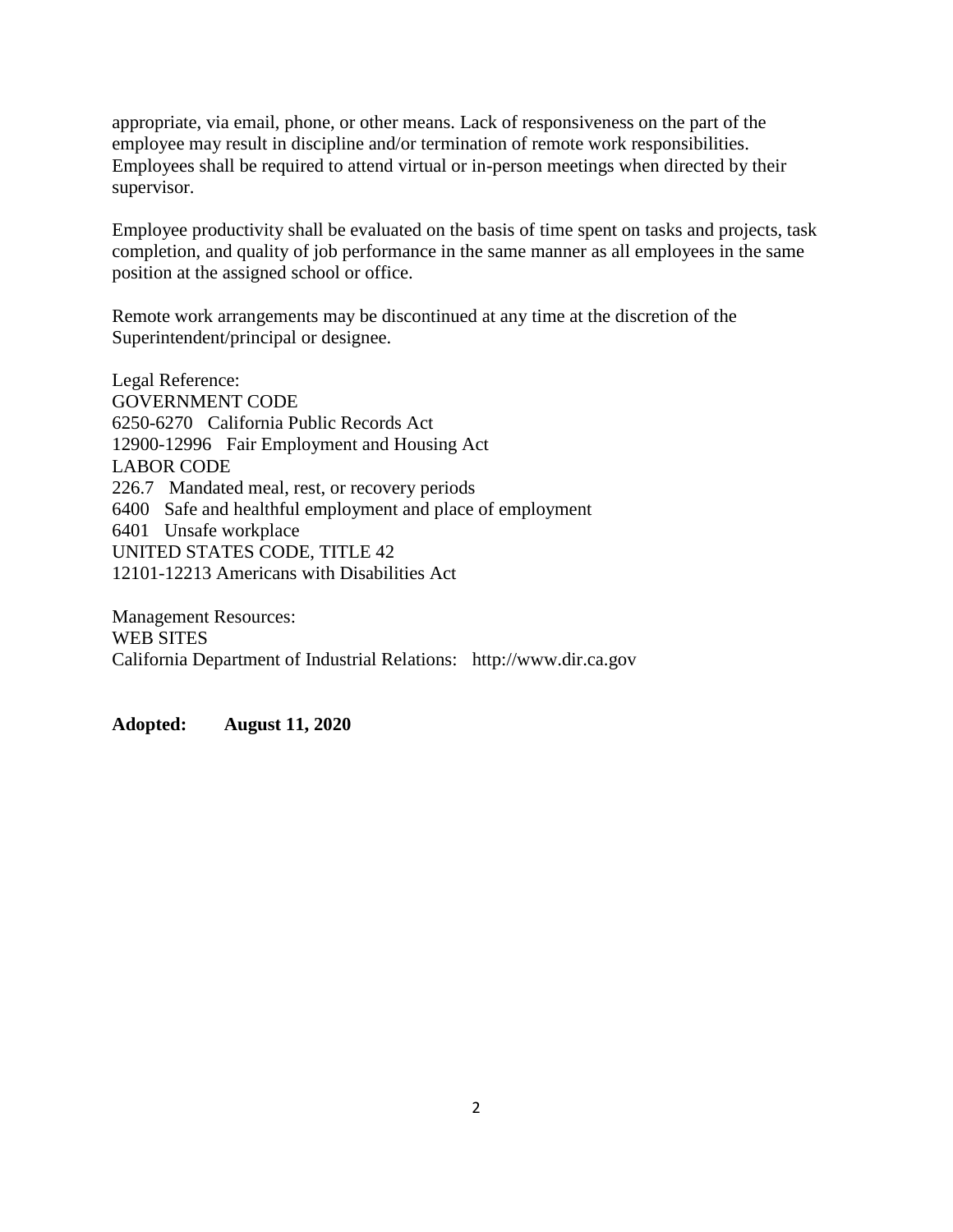appropriate, via email, phone, or other means. Lack of responsiveness on the part of the employee may result in discipline and/or termination of remote work responsibilities. Employees shall be required to attend virtual or in-person meetings when directed by their supervisor.

Employee productivity shall be evaluated on the basis of time spent on tasks and projects, task completion, and quality of job performance in the same manner as all employees in the same position at the assigned school or office.

Remote work arrangements may be discontinued at any time at the discretion of the Superintendent/principal or designee.

Legal Reference:
GOVERNMENT CODE
6250-6270 California Public Records Act
12900-12996 Fair Employment and Housing Act
LABOR CODE
226.7 Mandated meal, rest, or recovery periods
6400 Safe and healthful employment and place of employment
6401 Unsafe workplace
UNITED STATES CODE, TITLE 42
12101-12213 Americans with Disabilities Act

Management Resources:
WEB SITES
California Department of Industrial Relations: http://www.dir.ca.gov

**Adopted: August 11, 2020**